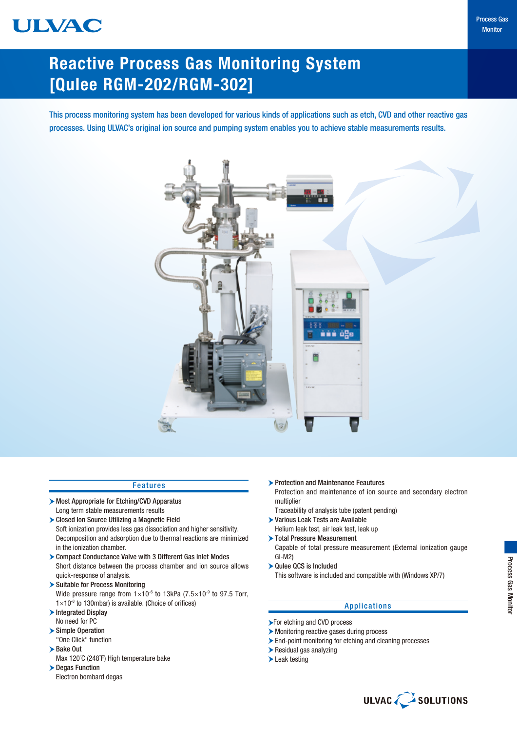# Reactive Process Gas Monitoring System [Qulee RGM-202/RGM-302]

This process monitoring system has been developed for various kinds of applications such as etch, CVD and other reactive gas processes. Using ULVAC's original ion source and pumping system enables you to achieve stable measurements results.

## Features

- **Most Appropriate for Etching/CVD Apparatus**
  Long term stable measurements results
- **Closed Ion Source Utilizing a Magnetic Field**
  Soft ionization provides less gas dissociation and higher sensitivity. Decomposition and adsorption due to thermal reactions are minimized in the ionization chamber.
- **Compact Conductance Valve with 3 Different Gas Inlet Modes**
  Short distance between the process chamber and ion source allows quick-response of analysis.
- **Suitable for Process Monitoring**
  Wide pressure range from $1\times10^{-6}$ to 13kPa ($7.5\times10^{-9}$ to 97.5 Torr, $1\times10^{-8}$ to 130mbar) is available. (Choice of orifices)
- **Integrated Display**
  No need for PC
- **Simple Operation**
  "One Click" function
- **Bake Out**
  Max 120˚C (248˚F) High temperature bake
- **Degas Function**
  Electron bombard degas
- **Protection and Maintenance Feautures**
  Protection and maintenance of ion source and secondary electron multiplier
  Traceability of analysis tube (patent pending)
- **Various Leak Tests are Available**
  Helium leak test, air leak test, leak up
- **Total Pressure Measurement**
  Capable of total pressure measurement (External ionization gauge GI-M2)
- **Qulee QCS is Included**
  This software is included and compatible with (Windows XP/7)

## Applications

- For etching and CVD process
- Monitoring reactive gases during process
- End-point monitoring for etching and cleaning processes
- Residual gas analyzing
- Leak testing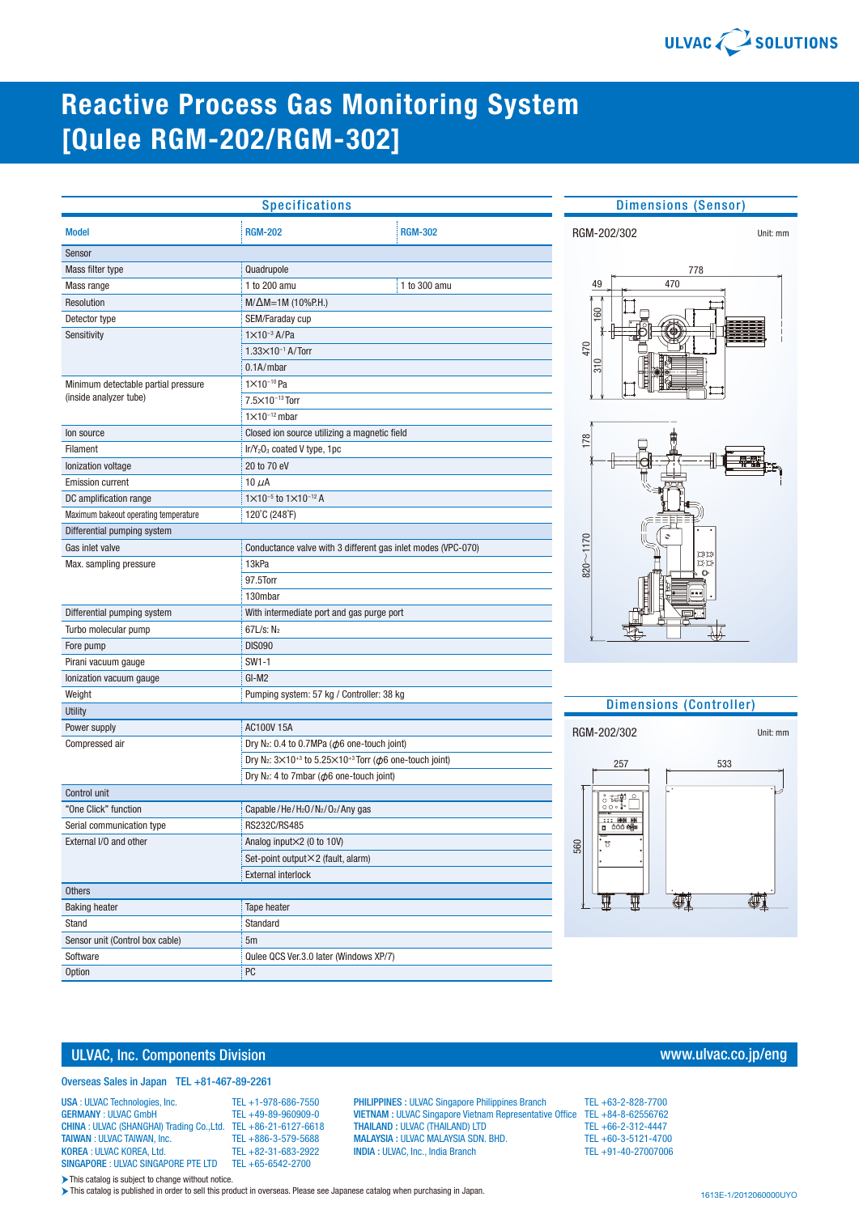# Reactive Process Gas Monitoring System [Qulee RGM-202/RGM-302]

## Specifications

| Model | RGM-202 | RGM-302 |
|---|---|---|
| **Sensor** | | |
| Mass filter type | Quadrupole | |
| Mass range | 1 to 200 amu | 1 to 300 amu |
| Resolution | M/ΔM=1M (10%P.H.) | |
| Detector type | SEM/Faraday cup | |
| Sensitivity | $1\times10^{-3}$ A/Pa | |
| | $1.33\times10^{-1}$ A/Torr | |
| | 0.1A/mbar | |
| Minimum detectable partial pressure (inside analyzer tube) | $1\times10^{-10}$ Pa | |
| | $7.5\times10^{-13}$ Torr | |
| | $1\times10^{-12}$ mbar | |
| Ion source | Closed ion source utilizing a magnetic field | |
| Filament | $Ir/Y_2O_3$ coated V type, 1pc | |
| Ionization voltage | 20 to 70 eV | |
| Emission current | 10 $\mu$A | |
| DC amplification range | $1\times10^{-5}$ to $1\times10^{-12}$ A | |
| Maximum bakeout operating temperature | 120˚C (248˚F) | |
| **Differential pumping system** | | |
| Gas inlet valve | Conductance valve with 3 different gas inlet modes (VPC-070) | |
| Max. sampling pressure | 13kPa | |
| | 97.5Torr | |
| | 130mbar | |
| Differential pumping system | With intermediate port and gas purge port | |
| Turbo molecular pump | 67L/s: $N_2$ | |
| Fore pump | DIS090 | |
| Pirani vacuum gauge | SW1-1 | |
| Ionization vacuum gauge | GI-M2 | |
| Weight | Pumping system: 57 kg / Controller: 38 kg | |
| **Utility** | | |
| Power supply | AC100V 15A | |
| Compressed air | Dry $N_2$: 0.4 to 0.7MPa ($\phi$6 one-touch joint) | |
| | Dry $N_2$: $3\times10^{+3}$ to $5.25\times10^{+3}$ Torr ($\phi$6 one-touch joint) | |
| | Dry $N_2$: 4 to 7mbar ($\phi$6 one-touch joint) | |
| **Control unit** | | |
| "One Click" function | Capable / He / $H_2O$ / $N_2$ / $O_2$ / Any gas | |
| Serial communication type | RS232C/RS485 | |
| External I/O and other | Analog input×2 (0 to 10V) | |
| | Set-point output×2 (fault, alarm) | |
| | External interlock | |
| **Others** | | |
| Baking heater | Tape heater | |
| Stand | Standard | |
| Sensor unit (Control box cable) | 5m | |
| Software | Qulee QCS Ver.3.0 later (Windows XP/7) | |
| Option | PC | |

## Dimensions (Sensor)

RGM-202/302

Unit: mm

778
49
470
160
470
310
178
820～1170

## Dimensions (Controller)

RGM-202/302

Unit: mm

257
533
560

## ULVAC, Inc. Components Division

www.ulvac.co.jp/eng

Overseas Sales in Japan TEL +81-467-89-2261

| | | | |
|---|---|---|---|
| USA : ULVAC Technologies, Inc. | TEL +1-978-686-7550 | PHILIPPINES : ULVAC Singapore Philippines Branch | TEL +63-2-828-7700 |
| GERMANY : ULVAC GmbH | TEL +49-89-960909-0 | VIETNAM : ULVAC Singapore Vietnam Representative Office | TEL +84-8-62556762 |
| CHINA : ULVAC (SHANGHAI) Trading Co.,Ltd. | TEL +86-21-6127-6618 | THAILAND : ULVAC (THAILAND) LTD | TEL +66-2-312-4447 |
| TAIWAN : ULVAC TAIWAN, Inc. | TEL +886-3-579-5688 | MALAYSIA : ULVAC MALAYSIA SDN. BHD. | TEL +60-3-5121-4700 |
| KOREA : ULVAC KOREA, Ltd. | TEL +82-31-683-2922 | INDIA : ULVAC, Inc., India Branch | TEL +91-40-27007006 |
| SINGAPORE : ULVAC SINGAPORE PTE LTD | TEL +65-6542-2700 | | |

- This catalog is subject to change without notice.
- This catalog is published in order to sell this product in overseas. Please see Japanese catalog when purchasing in Japan.

1613E-1/2012060000UYO